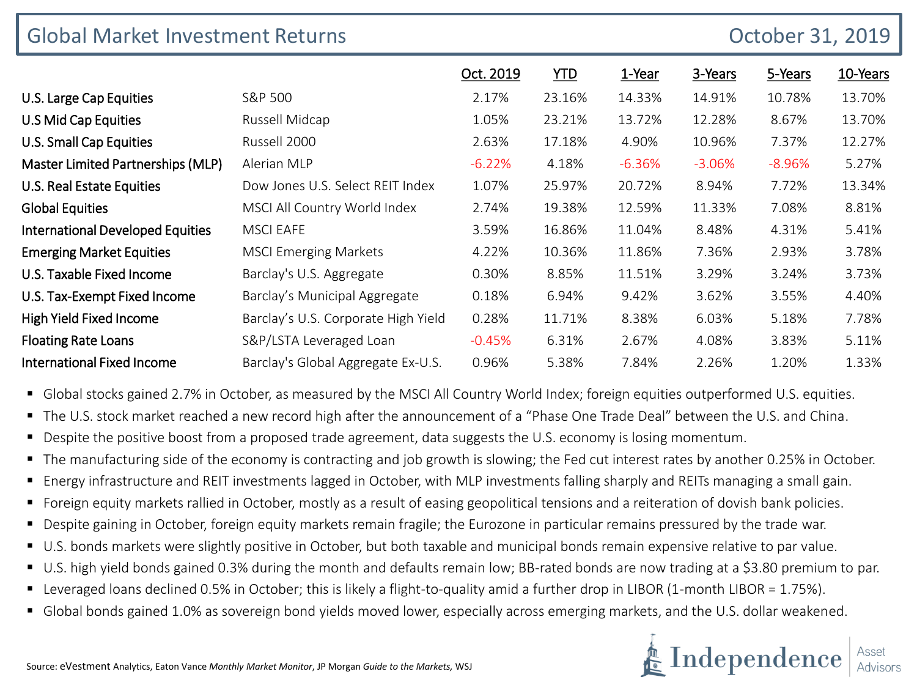# Global Market Investment Returns

October 31, 2019

| | | Oct. 2019 | YTD | 1-Year | 3-Years | 5-Years | 10-Years |
|---|---|---|---|---|---|---|---|
| U.S. Large Cap Equities | S&P 500 | 2.17% | 23.16% | 14.33% | 14.91% | 10.78% | 13.70% |
| U.S Mid Cap Equities | Russell Midcap | 1.05% | 23.21% | 13.72% | 12.28% | 8.67% | 13.70% |
| U.S. Small Cap Equities | Russell 2000 | 2.63% | 17.18% | 4.90% | 10.96% | 7.37% | 12.27% |
| Master Limited Partnerships (MLP) | Alerian MLP | -6.22% | 4.18% | -6.36% | -3.06% | -8.96% | 5.27% |
| U.S. Real Estate Equities | Dow Jones U.S. Select REIT Index | 1.07% | 25.97% | 20.72% | 8.94% | 7.72% | 13.34% |
| Global Equities | MSCI All Country World Index | 2.74% | 19.38% | 12.59% | 11.33% | 7.08% | 8.81% |
| International Developed Equities | MSCI EAFE | 3.59% | 16.86% | 11.04% | 8.48% | 4.31% | 5.41% |
| Emerging Market Equities | MSCI Emerging Markets | 4.22% | 10.36% | 11.86% | 7.36% | 2.93% | 3.78% |
| U.S. Taxable Fixed Income | Barclay's U.S. Aggregate | 0.30% | 8.85% | 11.51% | 3.29% | 3.24% | 3.73% |
| U.S. Tax-Exempt Fixed Income | Barclay's Municipal Aggregate | 0.18% | 6.94% | 9.42% | 3.62% | 3.55% | 4.40% |
| High Yield Fixed Income | Barclay's U.S. Corporate High Yield | 0.28% | 11.71% | 8.38% | 6.03% | 5.18% | 7.78% |
| Floating Rate Loans | S&P/LSTA Leveraged Loan | -0.45% | 6.31% | 2.67% | 4.08% | 3.83% | 5.11% |
| International Fixed Income | Barclay's Global Aggregate Ex-U.S. | 0.96% | 5.38% | 7.84% | 2.26% | 1.20% | 1.33% |

- Global stocks gained 2.7% in October, as measured by the MSCI All Country World Index; foreign equities outperformed U.S. equities.
- The U.S. stock market reached a new record high after the announcement of a "Phase One Trade Deal" between the U.S. and China.
- Despite the positive boost from a proposed trade agreement, data suggests the U.S. economy is losing momentum.
- The manufacturing side of the economy is contracting and job growth is slowing; the Fed cut interest rates by another 0.25% in October.
- Energy infrastructure and REIT investments lagged in October, with MLP investments falling sharply and REITs managing a small gain.
- Foreign equity markets rallied in October, mostly as a result of easing geopolitical tensions and a reiteration of dovish bank policies.
- Despite gaining in October, foreign equity markets remain fragile; the Eurozone in particular remains pressured by the trade war.
- U.S. bonds markets were slightly positive in October, but both taxable and municipal bonds remain expensive relative to par value.
- U.S. high yield bonds gained 0.3% during the month and defaults remain low; BB-rated bonds are now trading at a $3.80 premium to par.
- Leveraged loans declined 0.5% in October; this is likely a flight-to-quality amid a further drop in LIBOR (1-month LIBOR = 1.75%).
- Global bonds gained 1.0% as sovereign bond yields moved lower, especially across emerging markets, and the U.S. dollar weakened.

Source: eVestment Analytics, Eaton Vance *Monthly Market Monitor*, JP Morgan *Guide to the Markets*, WSJ

Independence Asset Advisors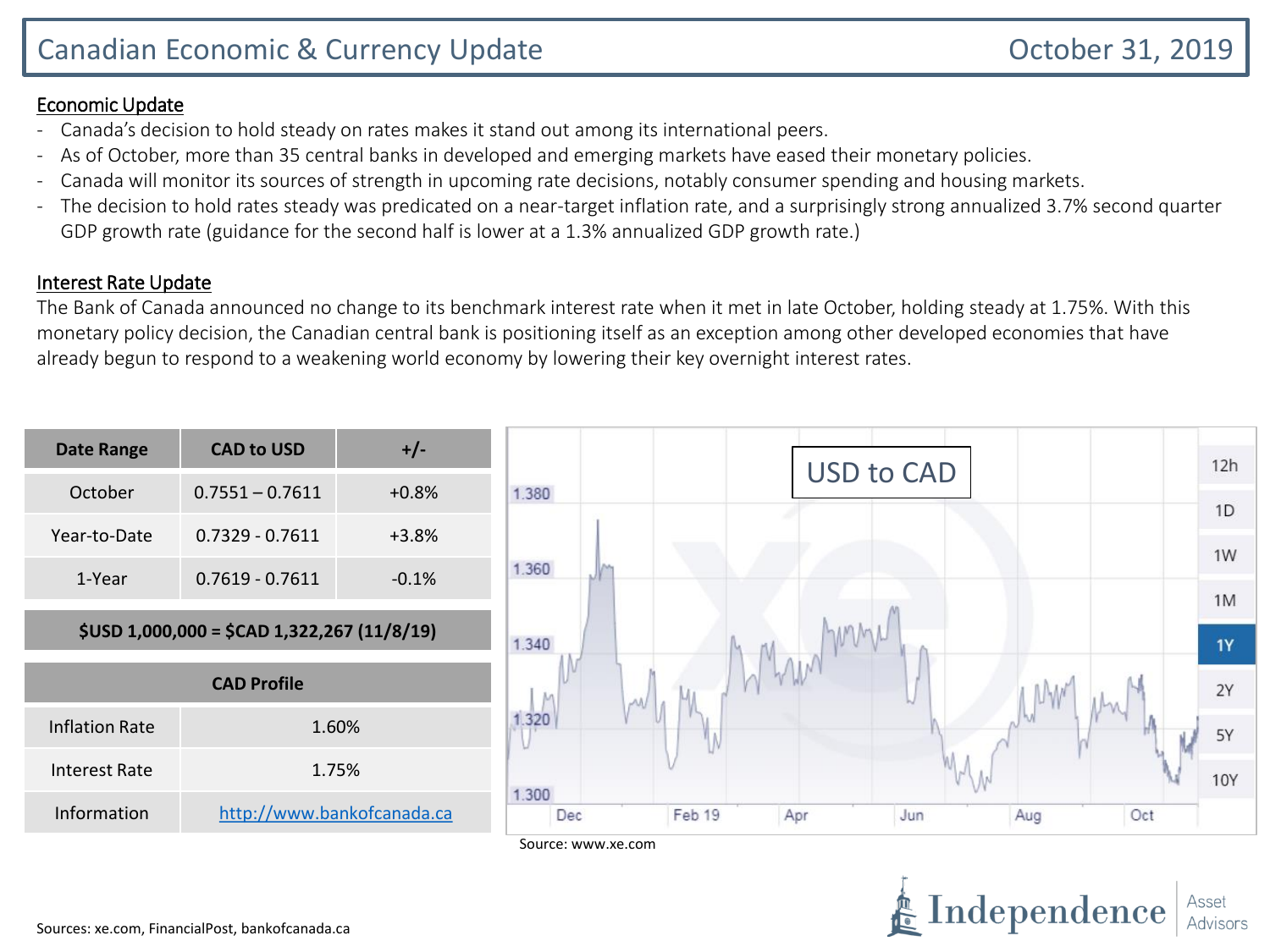# Canadian Economic & Currency Update

October 31, 2019

## Economic Update

- Canada's decision to hold steady on rates makes it stand out among its international peers.
- As of October, more than 35 central banks in developed and emerging markets have eased their monetary policies.
- Canada will monitor its sources of strength in upcoming rate decisions, notably consumer spending and housing markets.
- The decision to hold rates steady was predicated on a near-target inflation rate, and a surprisingly strong annualized 3.7% second quarter GDP growth rate (guidance for the second half is lower at a 1.3% annualized GDP growth rate.)

## Interest Rate Update

The Bank of Canada announced no change to its benchmark interest rate when it met in late October, holding steady at 1.75%. With this monetary policy decision, the Canadian central bank is positioning itself as an exception among other developed economies that have already begun to respond to a weakening world economy by lowering their key overnight interest rates.

| Date Range | CAD to USD | +/- |
|---|---|---|
| October | 0.7551 – 0.7611 | +0.8% |
| Year-to-Date | 0.7329 - 0.7611 | +3.8% |
| 1-Year | 0.7619 - 0.7611 | -0.1% |

**$USD 1,000,000 = $CAD 1,322,267 (11/8/19)**

| CAD Profile | |
|---|---|
| Inflation Rate | 1.60% |
| Interest Rate | 1.75% |
| Information | http://www.bankofcanada.ca |

USD to CAD

Source: www.xe.com

Sources: xe.com, FinancialPost, bankofcanada.ca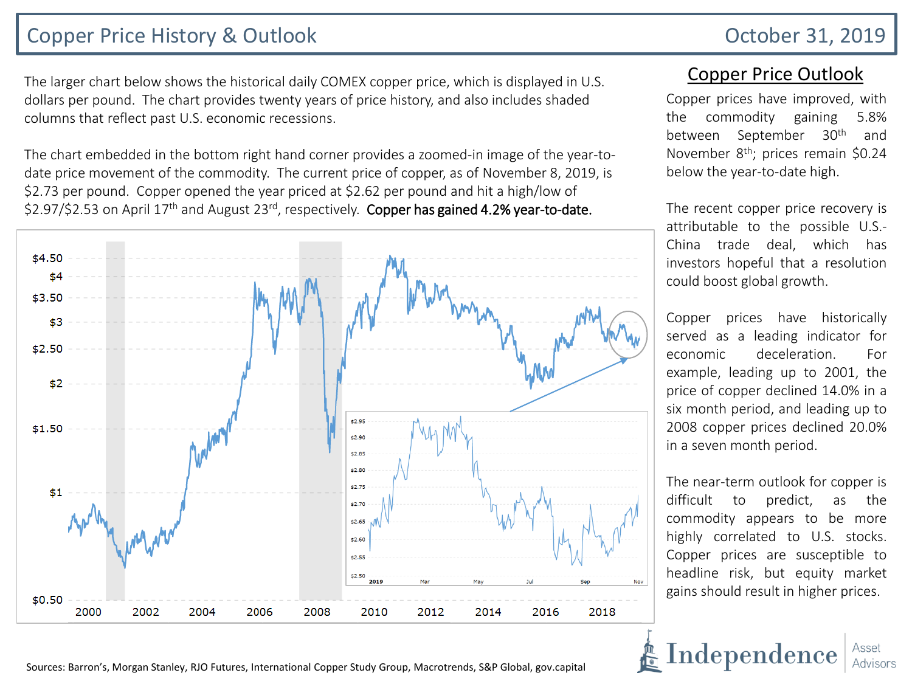# Copper Price History & Outlook

October 31, 2019

The larger chart below shows the historical daily COMEX copper price, which is displayed in U.S. dollars per pound. The chart provides twenty years of price history, and also includes shaded columns that reflect past U.S. economic recessions.

The chart embedded in the bottom right hand corner provides a zoomed-in image of the year-to-date price movement of the commodity. The current price of copper, as of November 8, 2019, is $2.73 per pound. Copper opened the year priced at $2.62 per pound and hit a high/low of $2.97/$2.53 on April 17th and August 23rd, respectively. **Copper has gained 4.2% year-to-date.**

$4.50
$4
$3.50
$3
$2.50
$2
$1.50
$1
$0.50

2000 2002 2004 2006 2008 2010 2012 2014 2016 2018

$2.95
$2.90
$2.85
$2.80
$2.75
$2.70
$2.65
$2.60
$2.55
$2.50

2019 Mar May Jul Sep Nov

## Copper Price Outlook

Copper prices have improved, with the commodity gaining 5.8% between September 30th and November 8th; prices remain $0.24 below the year-to-date high.

The recent copper price recovery is attributable to the possible U.S.-China trade deal, which has investors hopeful that a resolution could boost global growth.

Copper prices have historically served as a leading indicator for economic deceleration. For example, leading up to 2001, the price of copper declined 14.0% in a six month period, and leading up to 2008 copper prices declined 20.0% in a seven month period.

The near-term outlook for copper is difficult to predict, as the commodity appears to be more highly correlated to U.S. stocks. Copper prices are susceptible to headline risk, but equity market gains should result in higher prices.

Sources: Barron's, Morgan Stanley, RJO Futures, International Copper Study Group, Macrotrends, S&P Global, gov.capital

Independence Asset Advisors